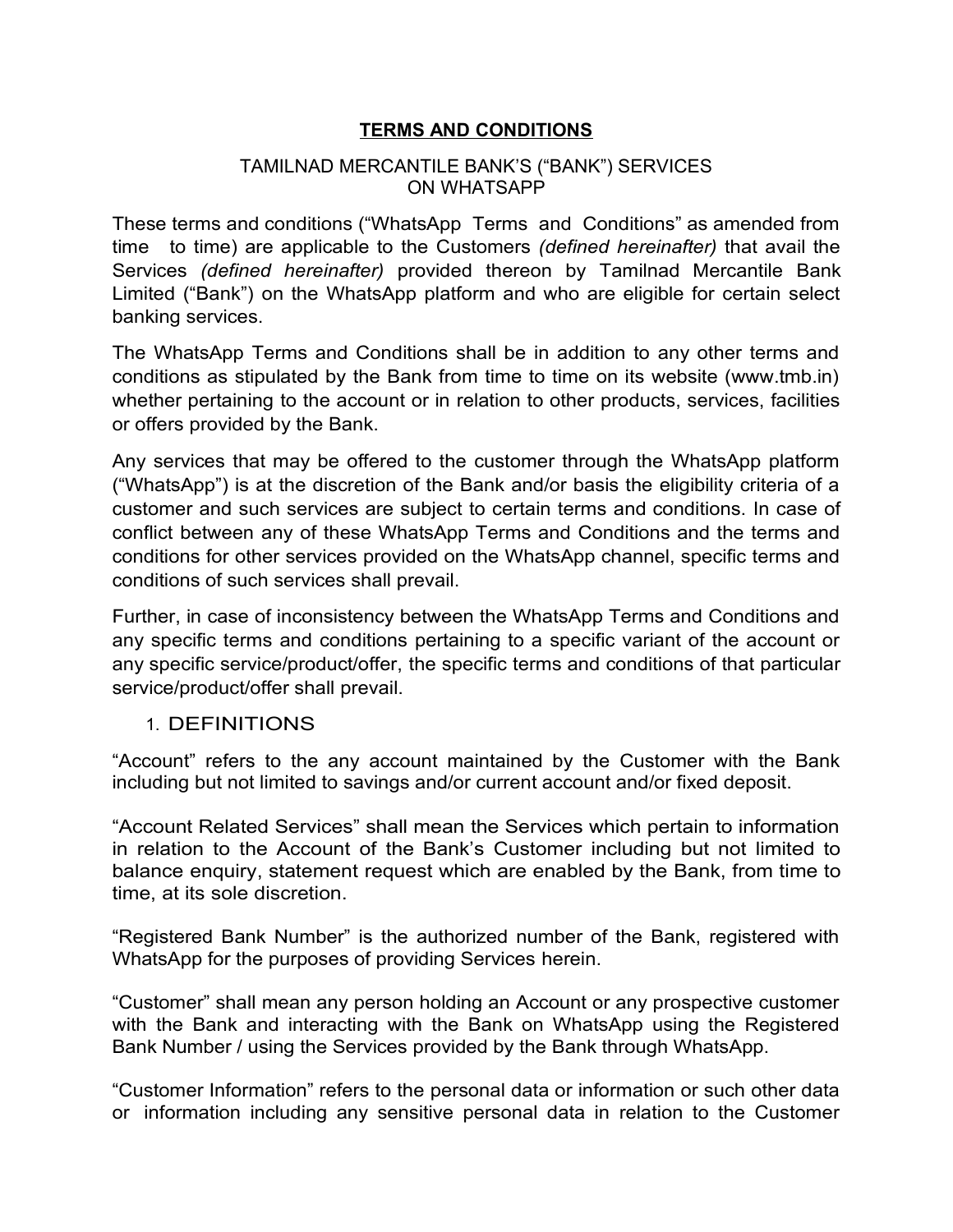# TERMS AND CONDITIONS

## TAMILNAD MERCANTILE BANK'S ("BANK") SERVICES ON WHATSAPP

These terms and conditions ("WhatsApp Terms and Conditions" as amended from time to time) are applicable to the Customers *(defined hereinafter)* that avail the Services *(defined hereinafter)* provided thereon by Tamilnad Mercantile Bank Limited ("Bank") on the WhatsApp platform and who are eligible for certain select banking services.

The WhatsApp Terms and Conditions shall be in addition to any other terms and conditions as stipulated by the Bank from time to time on its website (www.tmb.in) whether pertaining to the account or in relation to other products, services, facilities or offers provided by the Bank.

Any services that may be offered to the customer through the WhatsApp platform ("WhatsApp") is at the discretion of the Bank and/or basis the eligibility criteria of a customer and such services are subject to certain terms and conditions. In case of conflict between any of these WhatsApp Terms and Conditions and the terms and conditions for other services provided on the WhatsApp channel, specific terms and conditions of such services shall prevail.

Further, in case of inconsistency between the WhatsApp Terms and Conditions and any specific terms and conditions pertaining to a specific variant of the account or any specific service/product/offer, the specific terms and conditions of that particular service/product/offer shall prevail.

## 1. DEFINITIONS

"Account" refers to the any account maintained by the Customer with the Bank including but not limited to savings and/or current account and/or fixed deposit.

"Account Related Services" shall mean the Services which pertain to information in relation to the Account of the Bank's Customer including but not limited to balance enquiry, statement request which are enabled by the Bank, from time to time, at its sole discretion.

"Registered Bank Number" is the authorized number of the Bank, registered with WhatsApp for the purposes of providing Services herein.

"Customer" shall mean any person holding an Account or any prospective customer with the Bank and interacting with the Bank on WhatsApp using the Registered Bank Number / using the Services provided by the Bank through WhatsApp.

"Customer Information" refers to the personal data or information or such other data or information including any sensitive personal data in relation to the Customer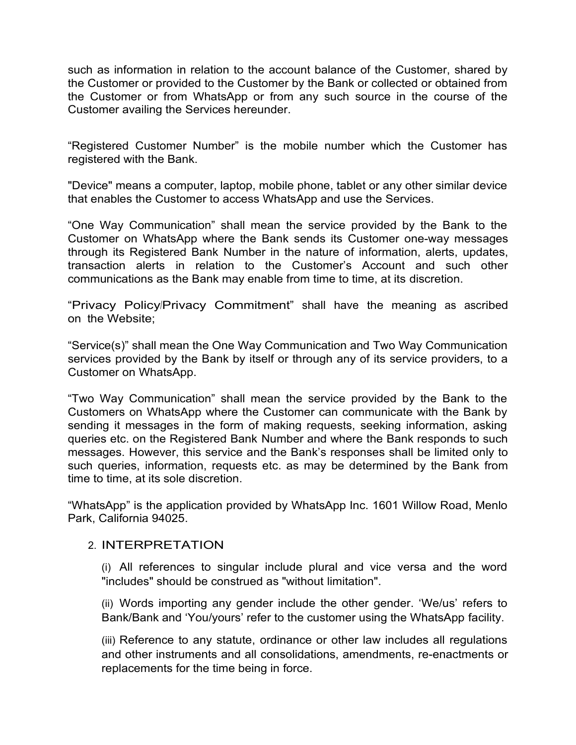such as information in relation to the account balance of the Customer, shared by the Customer or provided to the Customer by the Bank or collected or obtained from the Customer or from WhatsApp or from any such source in the course of the Customer availing the Services hereunder.

“Registered Customer Number” is the mobile number which the Customer has registered with the Bank.

"Device" means a computer, laptop, mobile phone, tablet or any other similar device that enables the Customer to access WhatsApp and use the Services.

“One Way Communication” shall mean the service provided by the Bank to the Customer on WhatsApp where the Bank sends its Customer one-way messages through its Registered Bank Number in the nature of information, alerts, updates, transaction alerts in relation to the Customer’s Account and such other communications as the Bank may enable from time to time, at its discretion.

“Privacy Policy/Privacy Commitment” shall have the meaning as ascribed on the Website;

“Service(s)” shall mean the One Way Communication and Two Way Communication services provided by the Bank by itself or through any of its service providers, to a Customer on WhatsApp.

“Two Way Communication” shall mean the service provided by the Bank to the Customers on WhatsApp where the Customer can communicate with the Bank by sending it messages in the form of making requests, seeking information, asking queries etc. on the Registered Bank Number and where the Bank responds to such messages. However, this service and the Bank’s responses shall be limited only to such queries, information, requests etc. as may be determined by the Bank from time to time, at its sole discretion.

“WhatsApp” is the application provided by WhatsApp Inc. 1601 Willow Road, Menlo Park, California 94025.

## 2. INTERPRETATION

(i) All references to singular include plural and vice versa and the word "includes" should be construed as "without limitation".

(ii) Words importing any gender include the other gender. ‘We/us’ refers to Bank/Bank and ‘You/yours’ refer to the customer using the WhatsApp facility.

(iii) Reference to any statute, ordinance or other law includes all regulations and other instruments and all consolidations, amendments, re-enactments or replacements for the time being in force.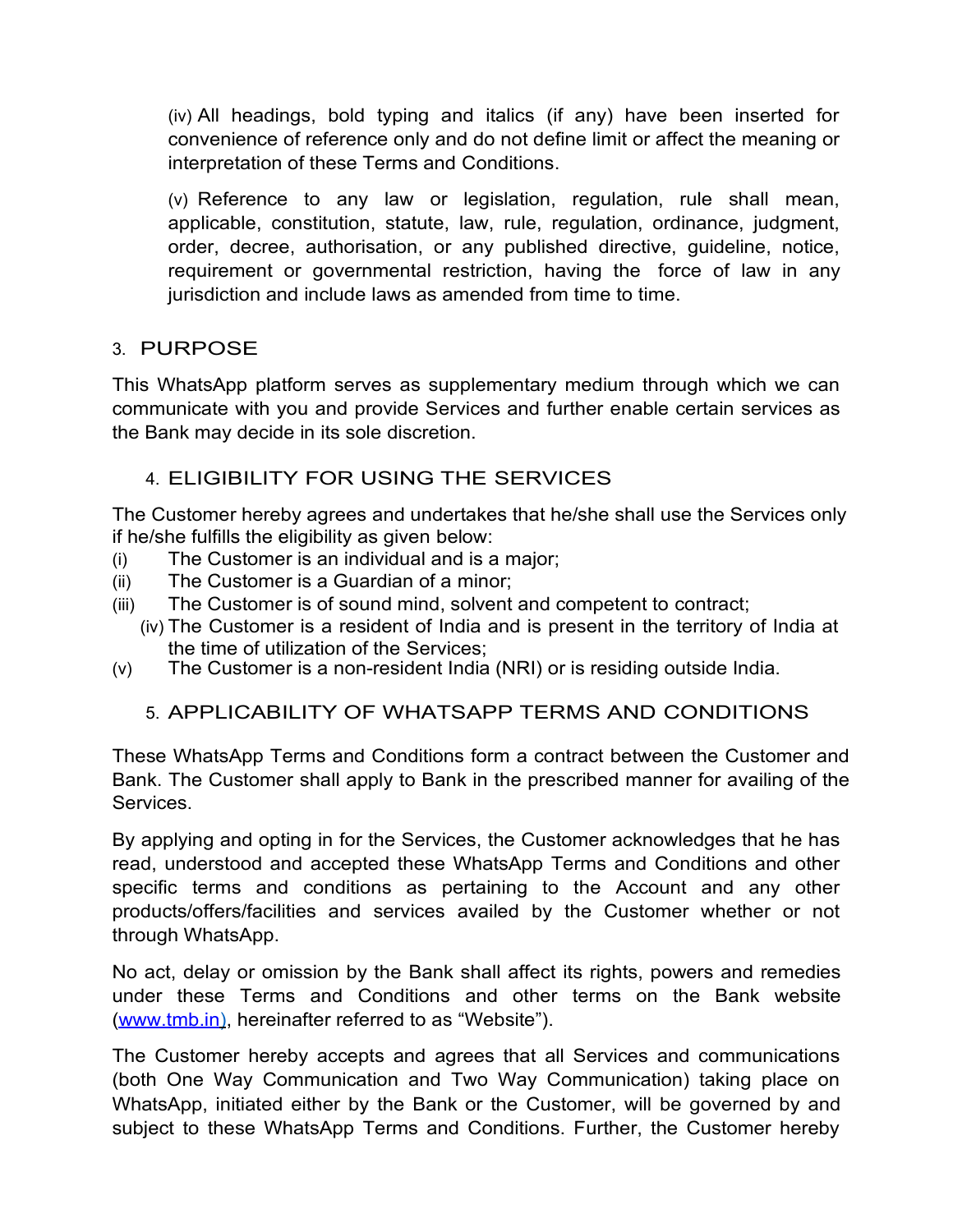(iv) All headings, bold typing and italics (if any) have been inserted for convenience of reference only and do not define limit or affect the meaning or interpretation of these Terms and Conditions.

(v) Reference to any law or legislation, regulation, rule shall mean, applicable, constitution, statute, law, rule, regulation, ordinance, judgment, order, decree, authorisation, or any published directive, guideline, notice, requirement or governmental restriction, having the force of law in any jurisdiction and include laws as amended from time to time.

## 3. PURPOSE

This WhatsApp platform serves as supplementary medium through which we can communicate with you and provide Services and further enable certain services as the Bank may decide in its sole discretion.

## 4. ELIGIBILITY FOR USING THE SERVICES

The Customer hereby agrees and undertakes that he/she shall use the Services only if he/she fulfills the eligibility as given below:

(i) The Customer is an individual and is a major;
(ii) The Customer is a Guardian of a minor;
(iii) The Customer is of sound mind, solvent and competent to contract;
(iv) The Customer is a resident of India and is present in the territory of India at the time of utilization of the Services;
(v) The Customer is a non-resident India (NRI) or is residing outside India.

## 5. APPLICABILITY OF WHATSAPP TERMS AND CONDITIONS

These WhatsApp Terms and Conditions form a contract between the Customer and Bank. The Customer shall apply to Bank in the prescribed manner for availing of the Services.

By applying and opting in for the Services, the Customer acknowledges that he has read, understood and accepted these WhatsApp Terms and Conditions and other specific terms and conditions as pertaining to the Account and any other products/offers/facilities and services availed by the Customer whether or not through WhatsApp.

No act, delay or omission by the Bank shall affect its rights, powers and remedies under these Terms and Conditions and other terms on the Bank website (www.tmb.in), hereinafter referred to as "Website").

The Customer hereby accepts and agrees that all Services and communications (both One Way Communication and Two Way Communication) taking place on WhatsApp, initiated either by the Bank or the Customer, will be governed by and subject to these WhatsApp Terms and Conditions. Further, the Customer hereby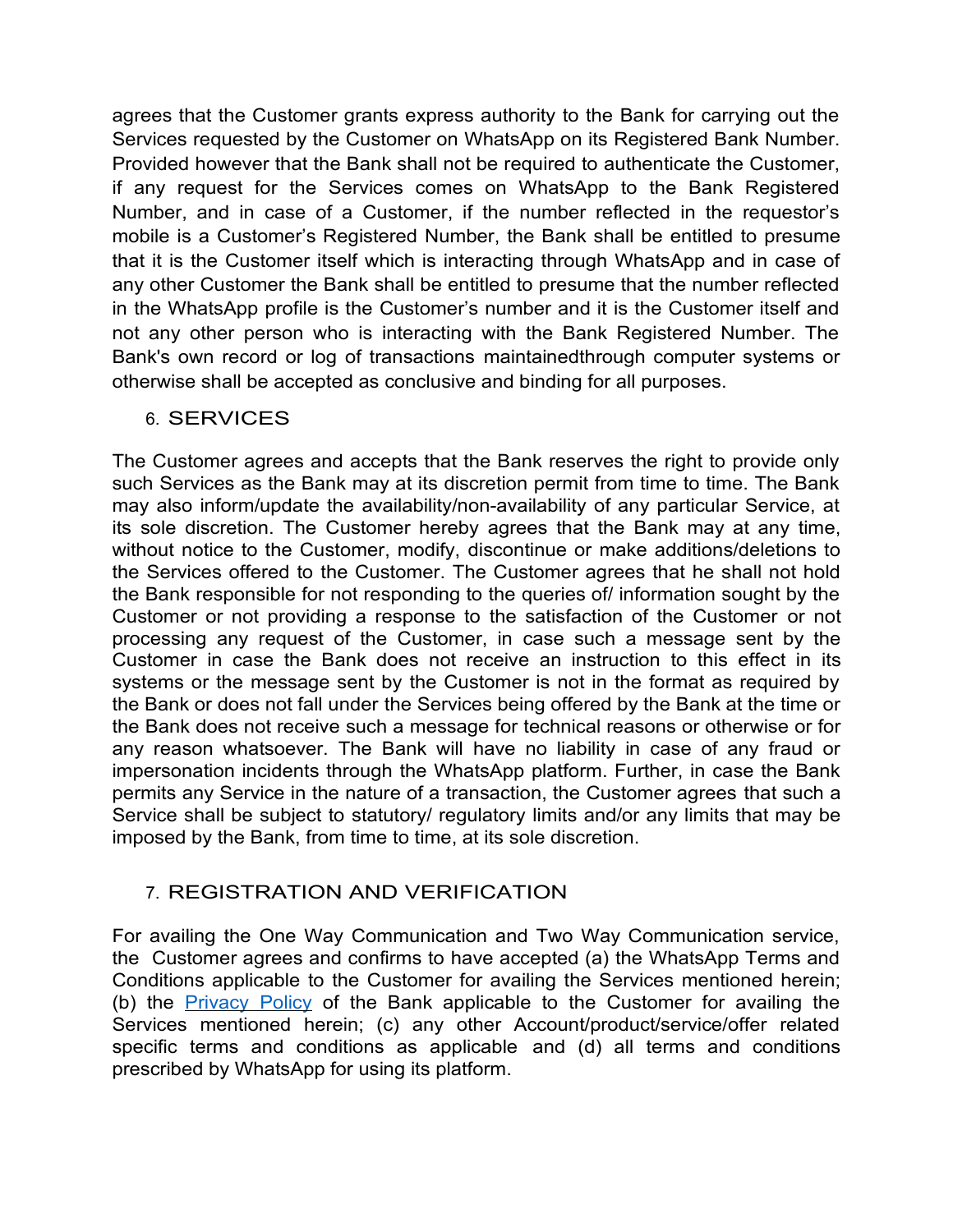agrees that the Customer grants express authority to the Bank for carrying out the Services requested by the Customer on WhatsApp on its Registered Bank Number. Provided however that the Bank shall not be required to authenticate the Customer, if any request for the Services comes on WhatsApp to the Bank Registered Number, and in case of a Customer, if the number reflected in the requestor's mobile is a Customer's Registered Number, the Bank shall be entitled to presume that it is the Customer itself which is interacting through WhatsApp and in case of any other Customer the Bank shall be entitled to presume that the number reflected in the WhatsApp profile is the Customer's number and it is the Customer itself and not any other person who is interacting with the Bank Registered Number. The Bank's own record or log of transactions maintainedthrough computer systems or otherwise shall be accepted as conclusive and binding for all purposes.

## 6. SERVICES

The Customer agrees and accepts that the Bank reserves the right to provide only such Services as the Bank may at its discretion permit from time to time. The Bank may also inform/update the availability/non-availability of any particular Service, at its sole discretion. The Customer hereby agrees that the Bank may at any time, without notice to the Customer, modify, discontinue or make additions/deletions to the Services offered to the Customer. The Customer agrees that he shall not hold the Bank responsible for not responding to the queries of/ information sought by the Customer or not providing a response to the satisfaction of the Customer or not processing any request of the Customer, in case such a message sent by the Customer in case the Bank does not receive an instruction to this effect in its systems or the message sent by the Customer is not in the format as required by the Bank or does not fall under the Services being offered by the Bank at the time or the Bank does not receive such a message for technical reasons or otherwise or for any reason whatsoever. The Bank will have no liability in case of any fraud or impersonation incidents through the WhatsApp platform. Further, in case the Bank permits any Service in the nature of a transaction, the Customer agrees that such a Service shall be subject to statutory/ regulatory limits and/or any limits that may be imposed by the Bank, from time to time, at its sole discretion.

## 7. REGISTRATION AND VERIFICATION

For availing the One Way Communication and Two Way Communication service, the Customer agrees and confirms to have accepted (a) the WhatsApp Terms and Conditions applicable to the Customer for availing the Services mentioned herein; (b) the Privacy Policy of the Bank applicable to the Customer for availing the Services mentioned herein; (c) any other Account/product/service/offer related specific terms and conditions as applicable and (d) all terms and conditions prescribed by WhatsApp for using its platform.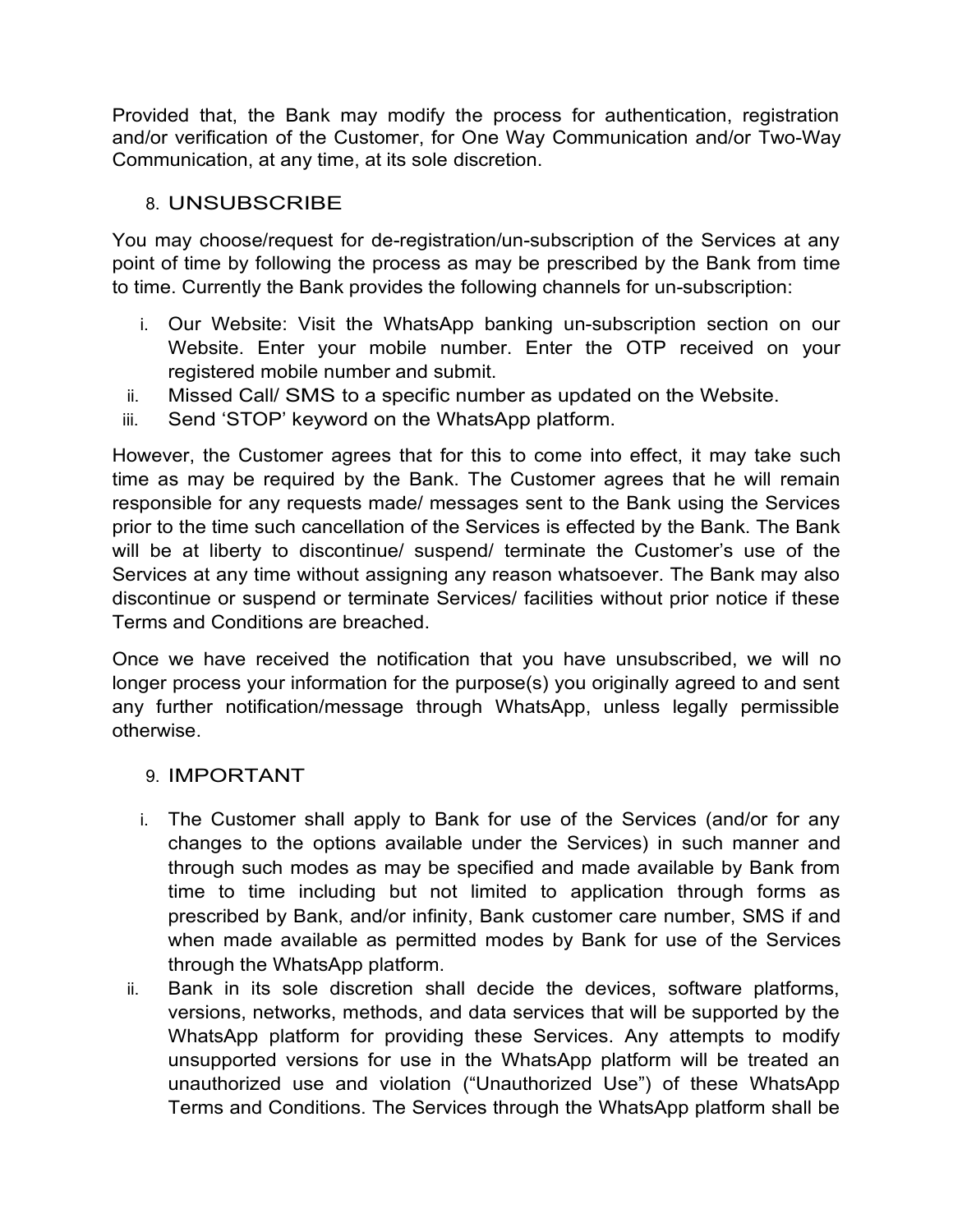Provided that, the Bank may modify the process for authentication, registration and/or verification of the Customer, for One Way Communication and/or Two-Way Communication, at any time, at its sole discretion.

## 8. UNSUBSCRIBE

You may choose/request for de-registration/un-subscription of the Services at any point of time by following the process as may be prescribed by the Bank from time to time. Currently the Bank provides the following channels for un-subscription:

i. Our Website: Visit the WhatsApp banking un-subscription section on our Website. Enter your mobile number. Enter the OTP received on your registered mobile number and submit.
ii. Missed Call/ SMS to a specific number as updated on the Website.
iii. Send 'STOP' keyword on the WhatsApp platform.

However, the Customer agrees that for this to come into effect, it may take such time as may be required by the Bank. The Customer agrees that he will remain responsible for any requests made/ messages sent to the Bank using the Services prior to the time such cancellation of the Services is effected by the Bank. The Bank will be at liberty to discontinue/ suspend/ terminate the Customer's use of the Services at any time without assigning any reason whatsoever. The Bank may also discontinue or suspend or terminate Services/ facilities without prior notice if these Terms and Conditions are breached.

Once we have received the notification that you have unsubscribed, we will no longer process your information for the purpose(s) you originally agreed to and sent any further notification/message through WhatsApp, unless legally permissible otherwise.

## 9. IMPORTANT

i. The Customer shall apply to Bank for use of the Services (and/or for any changes to the options available under the Services) in such manner and through such modes as may be specified and made available by Bank from time to time including but not limited to application through forms as prescribed by Bank, and/or infinity, Bank customer care number, SMS if and when made available as permitted modes by Bank for use of the Services through the WhatsApp platform.
ii. Bank in its sole discretion shall decide the devices, software platforms, versions, networks, methods, and data services that will be supported by the WhatsApp platform for providing these Services. Any attempts to modify unsupported versions for use in the WhatsApp platform will be treated an unauthorized use and violation ("Unauthorized Use") of these WhatsApp Terms and Conditions. The Services through the WhatsApp platform shall be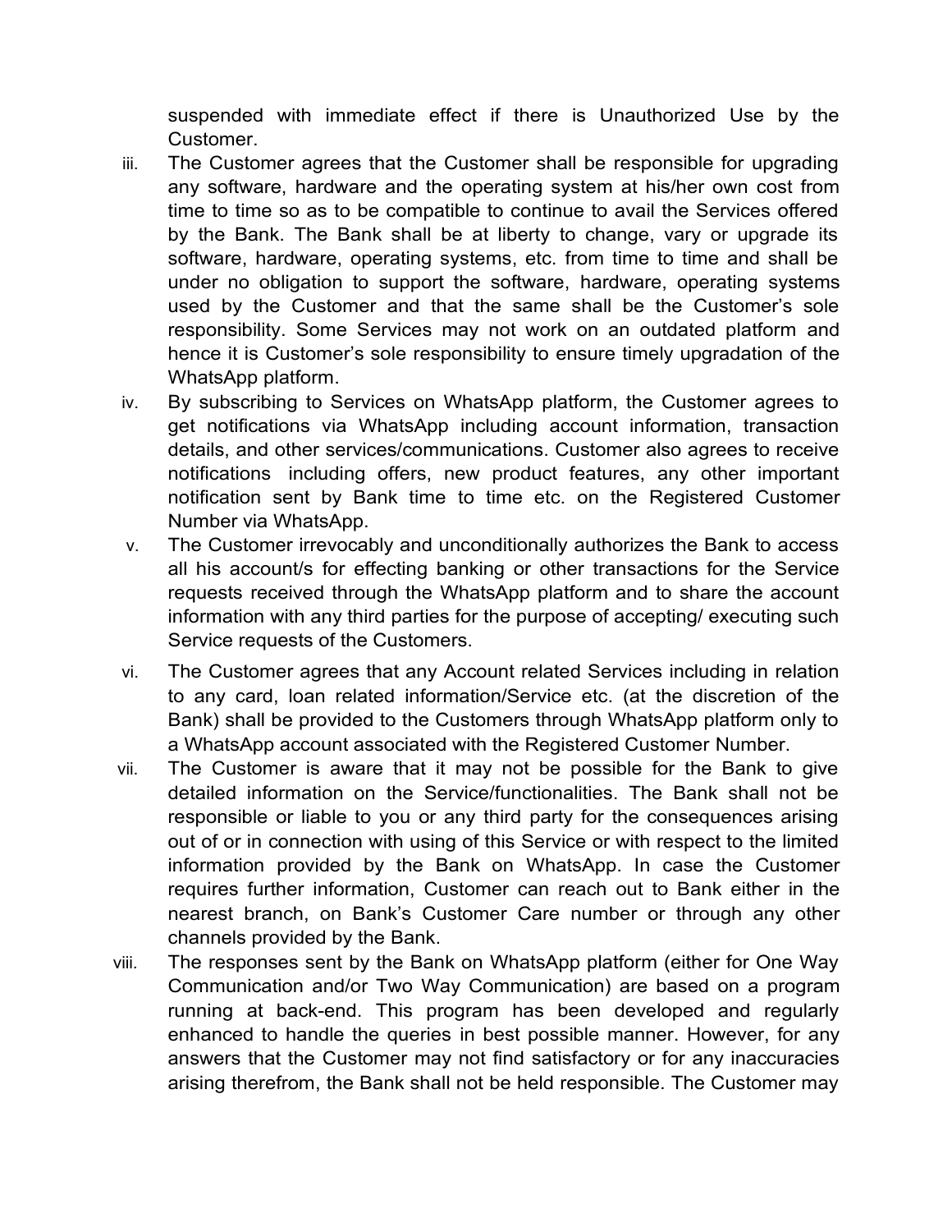suspended with immediate effect if there is Unauthorized Use by the Customer.

iii. The Customer agrees that the Customer shall be responsible for upgrading any software, hardware and the operating system at his/her own cost from time to time so as to be compatible to continue to avail the Services offered by the Bank. The Bank shall be at liberty to change, vary or upgrade its software, hardware, operating systems, etc. from time to time and shall be under no obligation to support the software, hardware, operating systems used by the Customer and that the same shall be the Customer's sole responsibility. Some Services may not work on an outdated platform and hence it is Customer's sole responsibility to ensure timely upgradation of the WhatsApp platform.

iv. By subscribing to Services on WhatsApp platform, the Customer agrees to get notifications via WhatsApp including account information, transaction details, and other services/communications. Customer also agrees to receive notifications including offers, new product features, any other important notification sent by Bank time to time etc. on the Registered Customer Number via WhatsApp.

v. The Customer irrevocably and unconditionally authorizes the Bank to access all his account/s for effecting banking or other transactions for the Service requests received through the WhatsApp platform and to share the account information with any third parties for the purpose of accepting/ executing such Service requests of the Customers.

vi. The Customer agrees that any Account related Services including in relation to any card, loan related information/Service etc. (at the discretion of the Bank) shall be provided to the Customers through WhatsApp platform only to a WhatsApp account associated with the Registered Customer Number.

vii. The Customer is aware that it may not be possible for the Bank to give detailed information on the Service/functionalities. The Bank shall not be responsible or liable to you or any third party for the consequences arising out of or in connection with using of this Service or with respect to the limited information provided by the Bank on WhatsApp. In case the Customer requires further information, Customer can reach out to Bank either in the nearest branch, on Bank's Customer Care number or through any other channels provided by the Bank.

viii. The responses sent by the Bank on WhatsApp platform (either for One Way Communication and/or Two Way Communication) are based on a program running at back-end. This program has been developed and regularly enhanced to handle the queries in best possible manner. However, for any answers that the Customer may not find satisfactory or for any inaccuracies arising therefrom, the Bank shall not be held responsible. The Customer may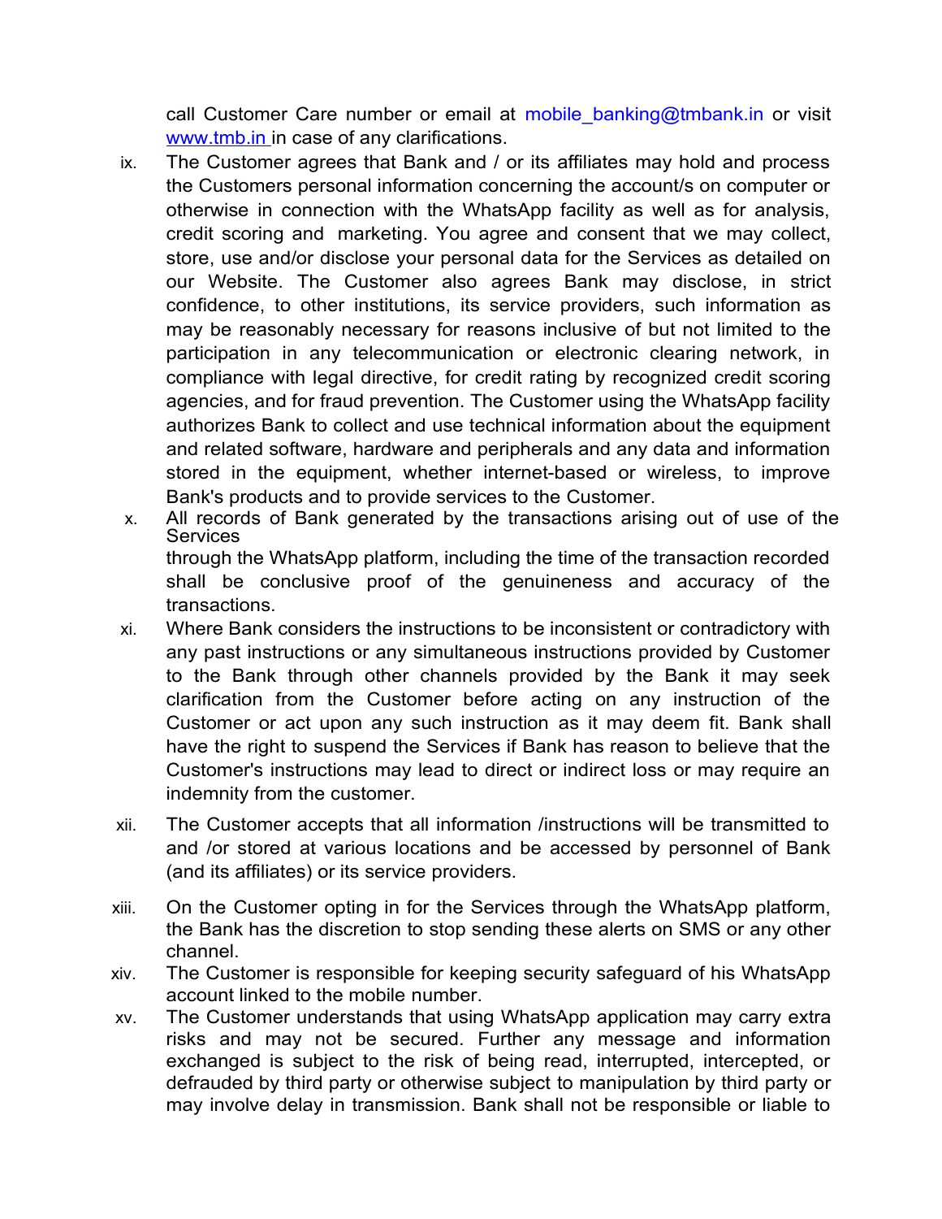call Customer Care number or email at mobile_banking@tmbank.in or visit www.tmb.in in case of any clarifications.

ix. The Customer agrees that Bank and / or its affiliates may hold and process the Customers personal information concerning the account/s on computer or otherwise in connection with the WhatsApp facility as well as for analysis, credit scoring and marketing. You agree and consent that we may collect, store, use and/or disclose your personal data for the Services as detailed on our Website. The Customer also agrees Bank may disclose, in strict confidence, to other institutions, its service providers, such information as may be reasonably necessary for reasons inclusive of but not limited to the participation in any telecommunication or electronic clearing network, in compliance with legal directive, for credit rating by recognized credit scoring agencies, and for fraud prevention. The Customer using the WhatsApp facility authorizes Bank to collect and use technical information about the equipment and related software, hardware and peripherals and any data and information stored in the equipment, whether internet-based or wireless, to improve Bank's products and to provide services to the Customer.

x. All records of Bank generated by the transactions arising out of use of the Services through the WhatsApp platform, including the time of the transaction recorded shall be conclusive proof of the genuineness and accuracy of the transactions.

xi. Where Bank considers the instructions to be inconsistent or contradictory with any past instructions or any simultaneous instructions provided by Customer to the Bank through other channels provided by the Bank it may seek clarification from the Customer before acting on any instruction of the Customer or act upon any such instruction as it may deem fit. Bank shall have the right to suspend the Services if Bank has reason to believe that the Customer's instructions may lead to direct or indirect loss or may require an indemnity from the customer.

xii. The Customer accepts that all information /instructions will be transmitted to and /or stored at various locations and be accessed by personnel of Bank (and its affiliates) or its service providers.

xiii. On the Customer opting in for the Services through the WhatsApp platform, the Bank has the discretion to stop sending these alerts on SMS or any other channel.

xiv. The Customer is responsible for keeping security safeguard of his WhatsApp account linked to the mobile number.

xv. The Customer understands that using WhatsApp application may carry extra risks and may not be secured. Further any message and information exchanged is subject to the risk of being read, interrupted, intercepted, or defrauded by third party or otherwise subject to manipulation by third party or may involve delay in transmission. Bank shall not be responsible or liable to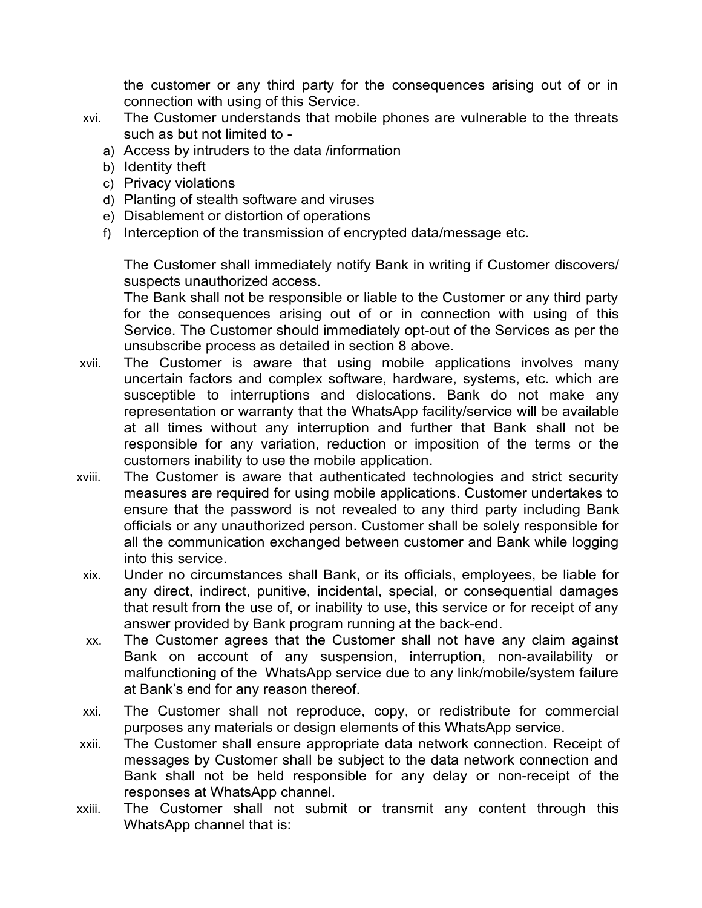the customer or any third party for the consequences arising out of or in connection with using of this Service.

xvi. The Customer understands that mobile phones are vulnerable to the threats such as but not limited to -

   a) Access by intruders to the data /information
   b) Identity theft
   c) Privacy violations
   d) Planting of stealth software and viruses
   e) Disablement or distortion of operations
   f) Interception of the transmission of encrypted data/message etc.

   The Customer shall immediately notify Bank in writing if Customer discovers/ suspects unauthorized access.

   The Bank shall not be responsible or liable to the Customer or any third party for the consequences arising out of or in connection with using of this Service. The Customer should immediately opt-out of the Services as per the unsubscribe process as detailed in section 8 above.

xvii. The Customer is aware that using mobile applications involves many uncertain factors and complex software, hardware, systems, etc. which are susceptible to interruptions and dislocations. Bank do not make any representation or warranty that the WhatsApp facility/service will be available at all times without any interruption and further that Bank shall not be responsible for any variation, reduction or imposition of the terms or the customers inability to use the mobile application.

xviii. The Customer is aware that authenticated technologies and strict security measures are required for using mobile applications. Customer undertakes to ensure that the password is not revealed to any third party including Bank officials or any unauthorized person. Customer shall be solely responsible for all the communication exchanged between customer and Bank while logging into this service.

xix. Under no circumstances shall Bank, or its officials, employees, be liable for any direct, indirect, punitive, incidental, special, or consequential damages that result from the use of, or inability to use, this service or for receipt of any answer provided by Bank program running at the back-end.

xx. The Customer agrees that the Customer shall not have any claim against Bank on account of any suspension, interruption, non-availability or malfunctioning of the WhatsApp service due to any link/mobile/system failure at Bank's end for any reason thereof.

xxi. The Customer shall not reproduce, copy, or redistribute for commercial purposes any materials or design elements of this WhatsApp service.

xxii. The Customer shall ensure appropriate data network connection. Receipt of messages by Customer shall be subject to the data network connection and Bank shall not be held responsible for any delay or non-receipt of the responses at WhatsApp channel.

xxiii. The Customer shall not submit or transmit any content through this WhatsApp channel that is: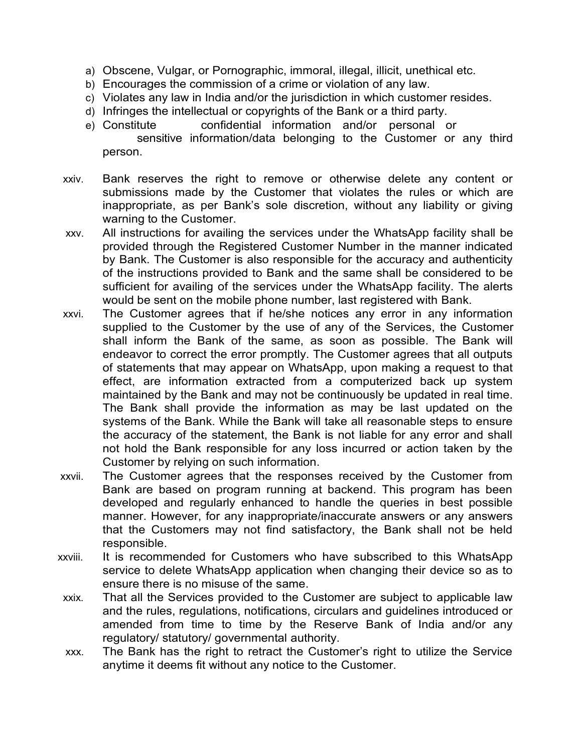a) Obscene, Vulgar, or Pornographic, immoral, illegal, illicit, unethical etc.
b) Encourages the commission of a crime or violation of any law.
c) Violates any law in India and/or the jurisdiction in which customer resides.
d) Infringes the intellectual or copyrights of the Bank or a third party.
e) Constitute confidential information and/or personal or sensitive information/data belonging to the Customer or any third person.

xxiv. Bank reserves the right to remove or otherwise delete any content or submissions made by the Customer that violates the rules or which are inappropriate, as per Bank's sole discretion, without any liability or giving warning to the Customer.

xxv. All instructions for availing the services under the WhatsApp facility shall be provided through the Registered Customer Number in the manner indicated by Bank. The Customer is also responsible for the accuracy and authenticity of the instructions provided to Bank and the same shall be considered to be sufficient for availing of the services under the WhatsApp facility. The alerts would be sent on the mobile phone number, last registered with Bank.

xxvi. The Customer agrees that if he/she notices any error in any information supplied to the Customer by the use of any of the Services, the Customer shall inform the Bank of the same, as soon as possible. The Bank will endeavor to correct the error promptly. The Customer agrees that all outputs of statements that may appear on WhatsApp, upon making a request to that effect, are information extracted from a computerized back up system maintained by the Bank and may not be continuously be updated in real time. The Bank shall provide the information as may be last updated on the systems of the Bank. While the Bank will take all reasonable steps to ensure the accuracy of the statement, the Bank is not liable for any error and shall not hold the Bank responsible for any loss incurred or action taken by the Customer by relying on such information.

xxvii. The Customer agrees that the responses received by the Customer from Bank are based on program running at backend. This program has been developed and regularly enhanced to handle the queries in best possible manner. However, for any inappropriate/inaccurate answers or any answers that the Customers may not find satisfactory, the Bank shall not be held responsible.

xxviii. It is recommended for Customers who have subscribed to this WhatsApp service to delete WhatsApp application when changing their device so as to ensure there is no misuse of the same.

xxix. That all the Services provided to the Customer are subject to applicable law and the rules, regulations, notifications, circulars and guidelines introduced or amended from time to time by the Reserve Bank of India and/or any regulatory/ statutory/ governmental authority.

xxx. The Bank has the right to retract the Customer's right to utilize the Service anytime it deems fit without any notice to the Customer.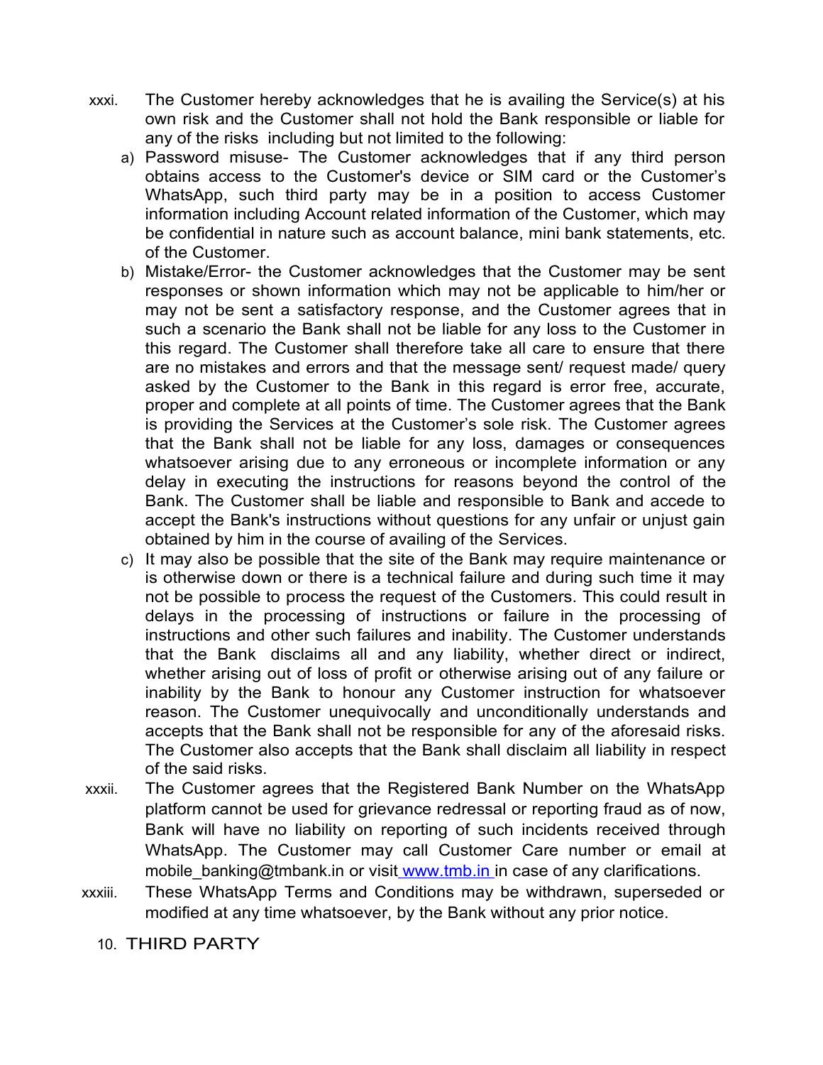xxxi. The Customer hereby acknowledges that he is availing the Service(s) at his own risk and the Customer shall not hold the Bank responsible or liable for any of the risks including but not limited to the following:

a) Password misuse- The Customer acknowledges that if any third person obtains access to the Customer's device or SIM card or the Customer's WhatsApp, such third party may be in a position to access Customer information including Account related information of the Customer, which may be confidential in nature such as account balance, mini bank statements, etc. of the Customer.

b) Mistake/Error- the Customer acknowledges that the Customer may be sent responses or shown information which may not be applicable to him/her or may not be sent a satisfactory response, and the Customer agrees that in such a scenario the Bank shall not be liable for any loss to the Customer in this regard. The Customer shall therefore take all care to ensure that there are no mistakes and errors and that the message sent/ request made/ query asked by the Customer to the Bank in this regard is error free, accurate, proper and complete at all points of time. The Customer agrees that the Bank is providing the Services at the Customer's sole risk. The Customer agrees that the Bank shall not be liable for any loss, damages or consequences whatsoever arising due to any erroneous or incomplete information or any delay in executing the instructions for reasons beyond the control of the Bank. The Customer shall be liable and responsible to Bank and accede to accept the Bank's instructions without questions for any unfair or unjust gain obtained by him in the course of availing of the Services.

c) It may also be possible that the site of the Bank may require maintenance or is otherwise down or there is a technical failure and during such time it may not be possible to process the request of the Customers. This could result in delays in the processing of instructions or failure in the processing of instructions and other such failures and inability. The Customer understands that the Bank disclaims all and any liability, whether direct or indirect, whether arising out of loss of profit or otherwise arising out of any failure or inability by the Bank to honour any Customer instruction for whatsoever reason. The Customer unequivocally and unconditionally understands and accepts that the Bank shall not be responsible for any of the aforesaid risks. The Customer also accepts that the Bank shall disclaim all liability in respect of the said risks.

xxxii. The Customer agrees that the Registered Bank Number on the WhatsApp platform cannot be used for grievance redressal or reporting fraud as of now, Bank will have no liability on reporting of such incidents received through WhatsApp. The Customer may call Customer Care number or email at mobile_banking@tmbank.in or visit [www.tmb.in](http://www.tmb.in) in case of any clarifications.

xxxiii. These WhatsApp Terms and Conditions may be withdrawn, superseded or modified at any time whatsoever, by the Bank without any prior notice.

## 10. THIRD PARTY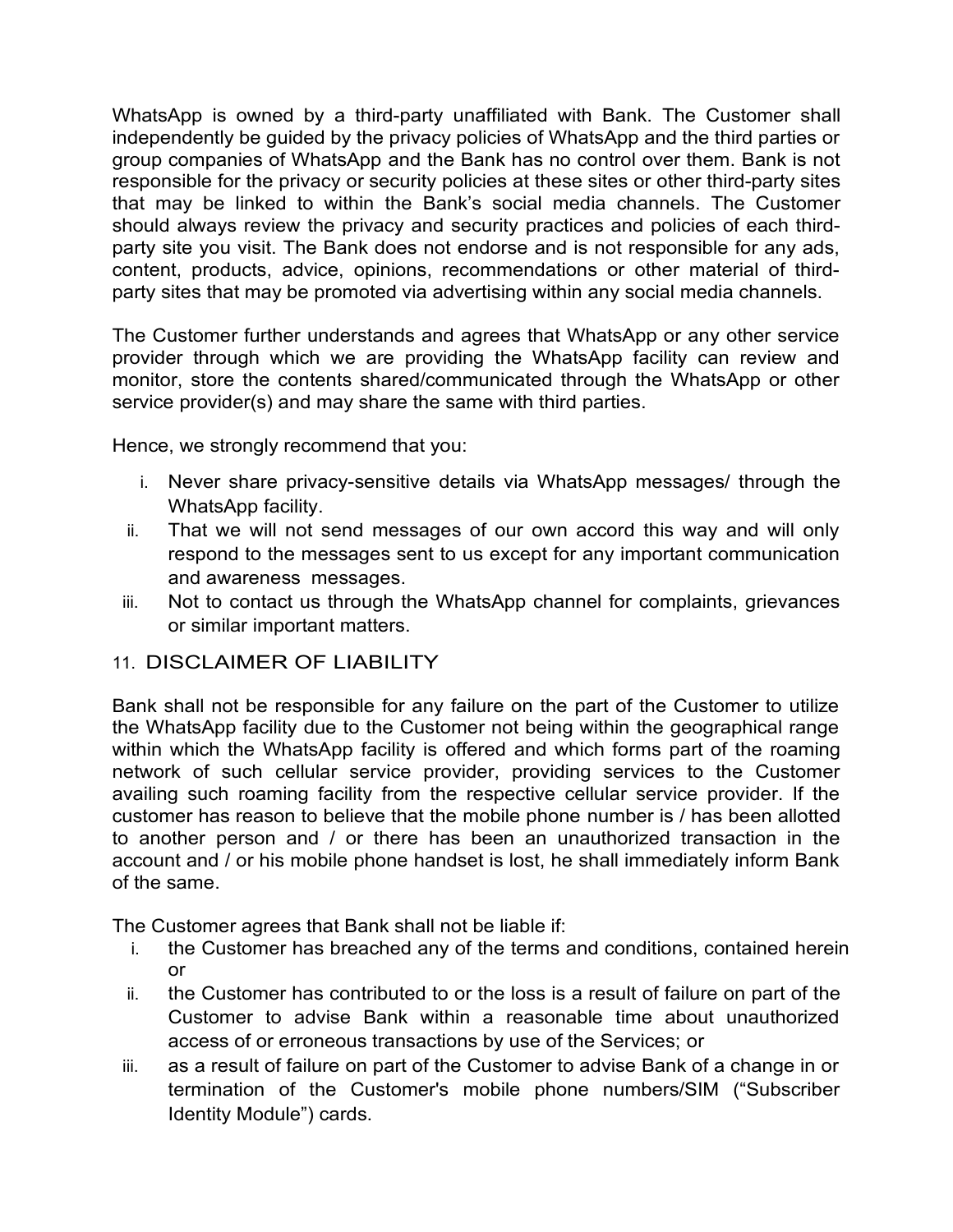WhatsApp is owned by a third-party unaffiliated with Bank. The Customer shall independently be guided by the privacy policies of WhatsApp and the third parties or group companies of WhatsApp and the Bank has no control over them. Bank is not responsible for the privacy or security policies at these sites or other third-party sites that may be linked to within the Bank's social media channels. The Customer should always review the privacy and security practices and policies of each third-party site you visit. The Bank does not endorse and is not responsible for any ads, content, products, advice, opinions, recommendations or other material of third-party sites that may be promoted via advertising within any social media channels.

The Customer further understands and agrees that WhatsApp or any other service provider through which we are providing the WhatsApp facility can review and monitor, store the contents shared/communicated through the WhatsApp or other service provider(s) and may share the same with third parties.

Hence, we strongly recommend that you:

i. Never share privacy-sensitive details via WhatsApp messages/ through the WhatsApp facility.
ii. That we will not send messages of our own accord this way and will only respond to the messages sent to us except for any important communication and awareness messages.
iii. Not to contact us through the WhatsApp channel for complaints, grievances or similar important matters.

## 11. DISCLAIMER OF LIABILITY

Bank shall not be responsible for any failure on the part of the Customer to utilize the WhatsApp facility due to the Customer not being within the geographical range within which the WhatsApp facility is offered and which forms part of the roaming network of such cellular service provider, providing services to the Customer availing such roaming facility from the respective cellular service provider. If the customer has reason to believe that the mobile phone number is / has been allotted to another person and / or there has been an unauthorized transaction in the account and / or his mobile phone handset is lost, he shall immediately inform Bank of the same.

The Customer agrees that Bank shall not be liable if:

i. the Customer has breached any of the terms and conditions, contained herein or
ii. the Customer has contributed to or the loss is a result of failure on part of the Customer to advise Bank within a reasonable time about unauthorized access of or erroneous transactions by use of the Services; or
iii. as a result of failure on part of the Customer to advise Bank of a change in or termination of the Customer's mobile phone numbers/SIM ("Subscriber Identity Module") cards.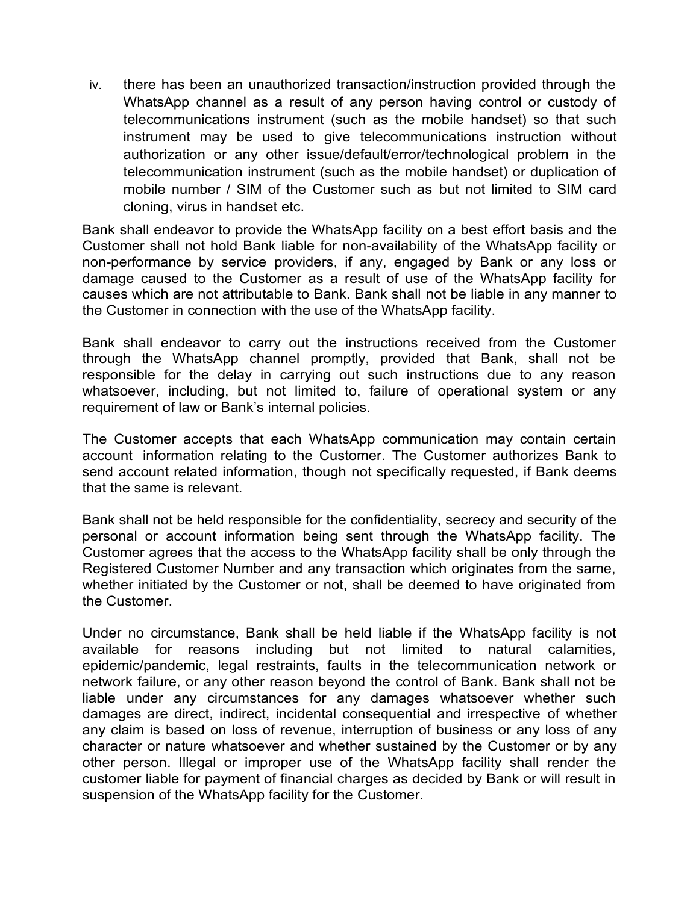iv. there has been an unauthorized transaction/instruction provided through the WhatsApp channel as a result of any person having control or custody of telecommunications instrument (such as the mobile handset) so that such instrument may be used to give telecommunications instruction without authorization or any other issue/default/error/technological problem in the telecommunication instrument (such as the mobile handset) or duplication of mobile number / SIM of the Customer such as but not limited to SIM card cloning, virus in handset etc.

Bank shall endeavor to provide the WhatsApp facility on a best effort basis and the Customer shall not hold Bank liable for non-availability of the WhatsApp facility or non-performance by service providers, if any, engaged by Bank or any loss or damage caused to the Customer as a result of use of the WhatsApp facility for causes which are not attributable to Bank. Bank shall not be liable in any manner to the Customer in connection with the use of the WhatsApp facility.

Bank shall endeavor to carry out the instructions received from the Customer through the WhatsApp channel promptly, provided that Bank, shall not be responsible for the delay in carrying out such instructions due to any reason whatsoever, including, but not limited to, failure of operational system or any requirement of law or Bank's internal policies.

The Customer accepts that each WhatsApp communication may contain certain account information relating to the Customer. The Customer authorizes Bank to send account related information, though not specifically requested, if Bank deems that the same is relevant.

Bank shall not be held responsible for the confidentiality, secrecy and security of the personal or account information being sent through the WhatsApp facility. The Customer agrees that the access to the WhatsApp facility shall be only through the Registered Customer Number and any transaction which originates from the same, whether initiated by the Customer or not, shall be deemed to have originated from the Customer.

Under no circumstance, Bank shall be held liable if the WhatsApp facility is not available for reasons including but not limited to natural calamities, epidemic/pandemic, legal restraints, faults in the telecommunication network or network failure, or any other reason beyond the control of Bank. Bank shall not be liable under any circumstances for any damages whatsoever whether such damages are direct, indirect, incidental consequential and irrespective of whether any claim is based on loss of revenue, interruption of business or any loss of any character or nature whatsoever and whether sustained by the Customer or by any other person. Illegal or improper use of the WhatsApp facility shall render the customer liable for payment of financial charges as decided by Bank or will result in suspension of the WhatsApp facility for the Customer.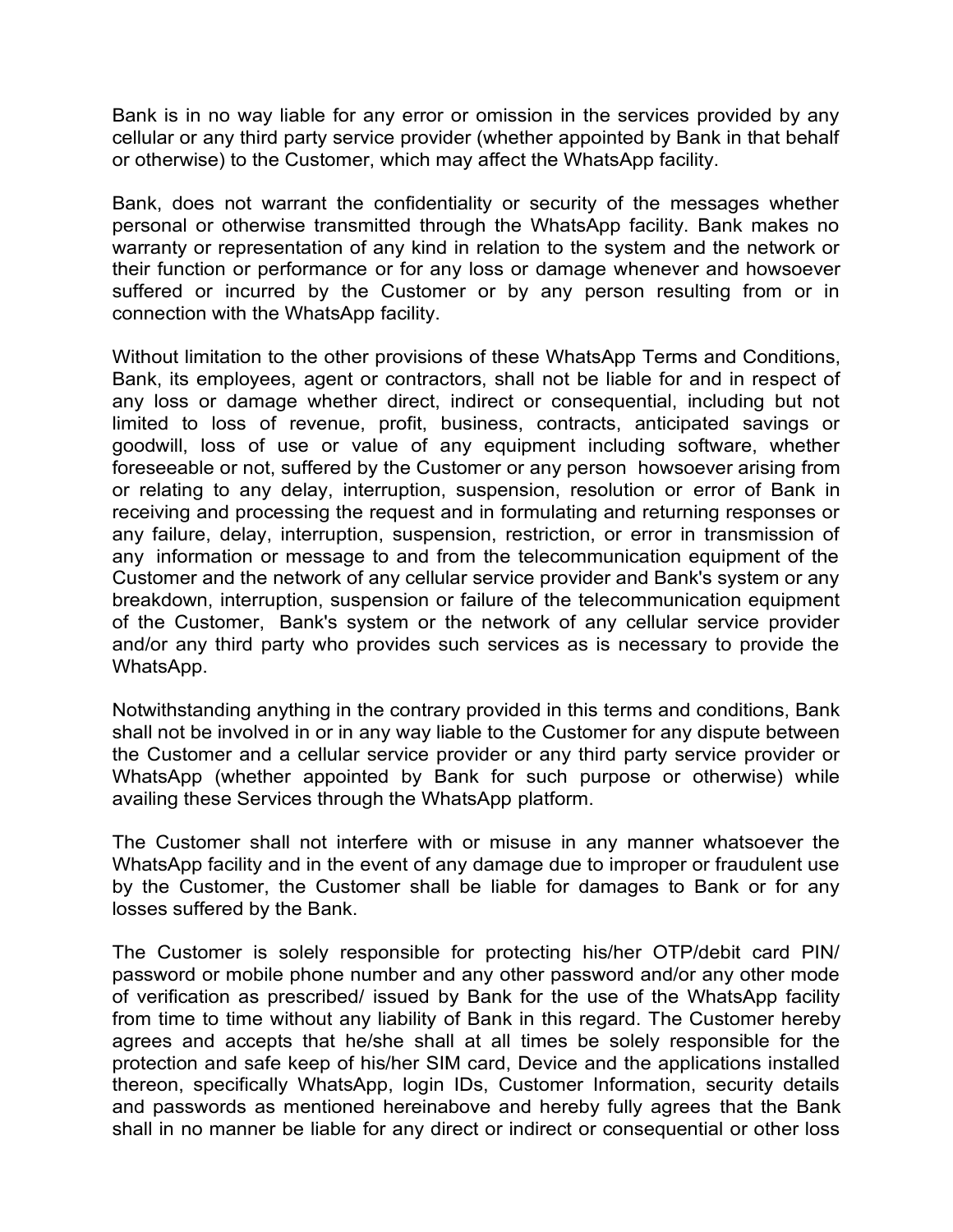Bank is in no way liable for any error or omission in the services provided by any cellular or any third party service provider (whether appointed by Bank in that behalf or otherwise) to the Customer, which may affect the WhatsApp facility.

Bank, does not warrant the confidentiality or security of the messages whether personal or otherwise transmitted through the WhatsApp facility. Bank makes no warranty or representation of any kind in relation to the system and the network or their function or performance or for any loss or damage whenever and howsoever suffered or incurred by the Customer or by any person resulting from or in connection with the WhatsApp facility.

Without limitation to the other provisions of these WhatsApp Terms and Conditions, Bank, its employees, agent or contractors, shall not be liable for and in respect of any loss or damage whether direct, indirect or consequential, including but not limited to loss of revenue, profit, business, contracts, anticipated savings or goodwill, loss of use or value of any equipment including software, whether foreseeable or not, suffered by the Customer or any person howsoever arising from or relating to any delay, interruption, suspension, resolution or error of Bank in receiving and processing the request and in formulating and returning responses or any failure, delay, interruption, suspension, restriction, or error in transmission of any information or message to and from the telecommunication equipment of the Customer and the network of any cellular service provider and Bank's system or any breakdown, interruption, suspension or failure of the telecommunication equipment of the Customer, Bank's system or the network of any cellular service provider and/or any third party who provides such services as is necessary to provide the WhatsApp.

Notwithstanding anything in the contrary provided in this terms and conditions, Bank shall not be involved in or in any way liable to the Customer for any dispute between the Customer and a cellular service provider or any third party service provider or WhatsApp (whether appointed by Bank for such purpose or otherwise) while availing these Services through the WhatsApp platform.

The Customer shall not interfere with or misuse in any manner whatsoever the WhatsApp facility and in the event of any damage due to improper or fraudulent use by the Customer, the Customer shall be liable for damages to Bank or for any losses suffered by the Bank.

The Customer is solely responsible for protecting his/her OTP/debit card PIN/ password or mobile phone number and any other password and/or any other mode of verification as prescribed/ issued by Bank for the use of the WhatsApp facility from time to time without any liability of Bank in this regard. The Customer hereby agrees and accepts that he/she shall at all times be solely responsible for the protection and safe keep of his/her SIM card, Device and the applications installed thereon, specifically WhatsApp, login IDs, Customer Information, security details and passwords as mentioned hereinabove and hereby fully agrees that the Bank shall in no manner be liable for any direct or indirect or consequential or other loss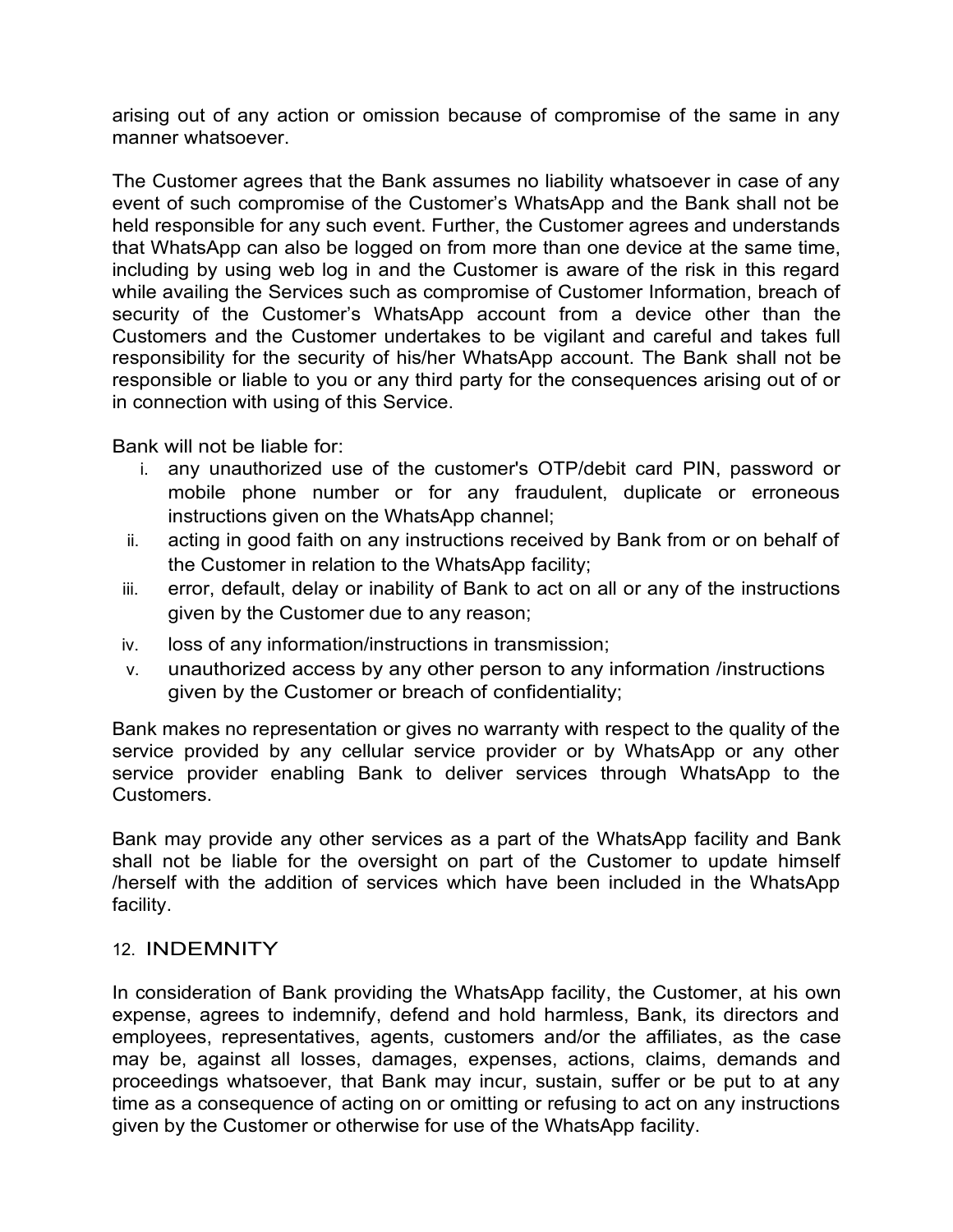arising out of any action or omission because of compromise of the same in any manner whatsoever.

The Customer agrees that the Bank assumes no liability whatsoever in case of any event of such compromise of the Customer's WhatsApp and the Bank shall not be held responsible for any such event. Further, the Customer agrees and understands that WhatsApp can also be logged on from more than one device at the same time, including by using web log in and the Customer is aware of the risk in this regard while availing the Services such as compromise of Customer Information, breach of security of the Customer's WhatsApp account from a device other than the Customers and the Customer undertakes to be vigilant and careful and takes full responsibility for the security of his/her WhatsApp account. The Bank shall not be responsible or liable to you or any third party for the consequences arising out of or in connection with using of this Service.

Bank will not be liable for:

i. any unauthorized use of the customer's OTP/debit card PIN, password or mobile phone number or for any fraudulent, duplicate or erroneous instructions given on the WhatsApp channel;
ii. acting in good faith on any instructions received by Bank from or on behalf of the Customer in relation to the WhatsApp facility;
iii. error, default, delay or inability of Bank to act on all or any of the instructions given by the Customer due to any reason;
iv. loss of any information/instructions in transmission;
v. unauthorized access by any other person to any information /instructions given by the Customer or breach of confidentiality;

Bank makes no representation or gives no warranty with respect to the quality of the service provided by any cellular service provider or by WhatsApp or any other service provider enabling Bank to deliver services through WhatsApp to the Customers.

Bank may provide any other services as a part of the WhatsApp facility and Bank shall not be liable for the oversight on part of the Customer to update himself /herself with the addition of services which have been included in the WhatsApp facility.

## 12. INDEMNITY

In consideration of Bank providing the WhatsApp facility, the Customer, at his own expense, agrees to indemnify, defend and hold harmless, Bank, its directors and employees, representatives, agents, customers and/or the affiliates, as the case may be, against all losses, damages, expenses, actions, claims, demands and proceedings whatsoever, that Bank may incur, sustain, suffer or be put to at any time as a consequence of acting on or omitting or refusing to act on any instructions given by the Customer or otherwise for use of the WhatsApp facility.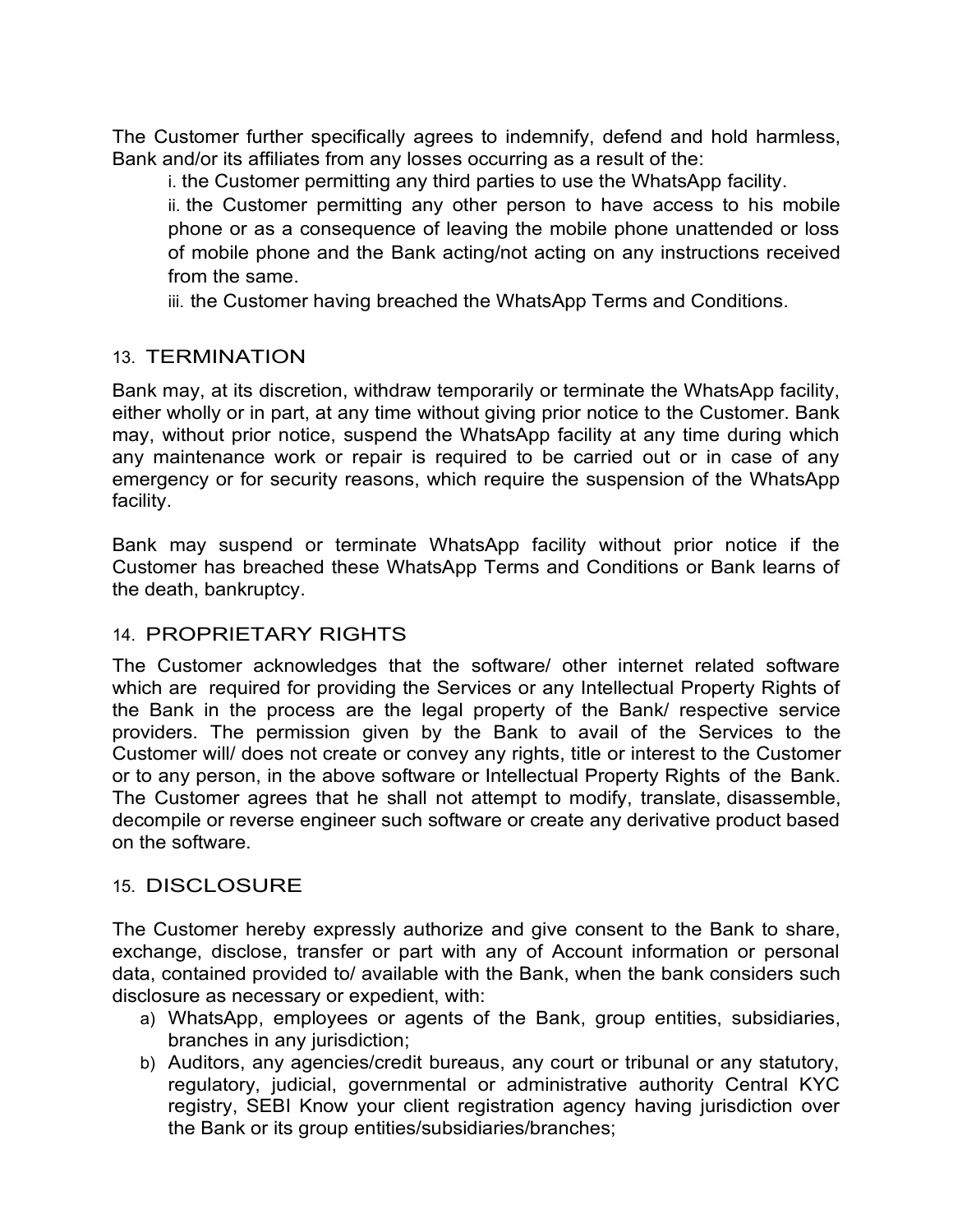The Customer further specifically agrees to indemnify, defend and hold harmless, Bank and/or its affiliates from any losses occurring as a result of the:

i. the Customer permitting any third parties to use the WhatsApp facility.

ii. the Customer permitting any other person to have access to his mobile phone or as a consequence of leaving the mobile phone unattended or loss of mobile phone and the Bank acting/not acting on any instructions received from the same.

iii. the Customer having breached the WhatsApp Terms and Conditions.

## 13. TERMINATION

Bank may, at its discretion, withdraw temporarily or terminate the WhatsApp facility, either wholly or in part, at any time without giving prior notice to the Customer. Bank may, without prior notice, suspend the WhatsApp facility at any time during which any maintenance work or repair is required to be carried out or in case of any emergency or for security reasons, which require the suspension of the WhatsApp facility.

Bank may suspend or terminate WhatsApp facility without prior notice if the Customer has breached these WhatsApp Terms and Conditions or Bank learns of the death, bankruptcy.

## 14. PROPRIETARY RIGHTS

The Customer acknowledges that the software/ other internet related software which are required for providing the Services or any Intellectual Property Rights of the Bank in the process are the legal property of the Bank/ respective service providers. The permission given by the Bank to avail of the Services to the Customer will/ does not create or convey any rights, title or interest to the Customer or to any person, in the above software or Intellectual Property Rights of the Bank. The Customer agrees that he shall not attempt to modify, translate, disassemble, decompile or reverse engineer such software or create any derivative product based on the software.

## 15. DISCLOSURE

The Customer hereby expressly authorize and give consent to the Bank to share, exchange, disclose, transfer or part with any of Account information or personal data, contained provided to/ available with the Bank, when the bank considers such disclosure as necessary or expedient, with:

a) WhatsApp, employees or agents of the Bank, group entities, subsidiaries, branches in any jurisdiction;
b) Auditors, any agencies/credit bureaus, any court or tribunal or any statutory, regulatory, judicial, governmental or administrative authority Central KYC registry, SEBI Know your client registration agency having jurisdiction over the Bank or its group entities/subsidiaries/branches;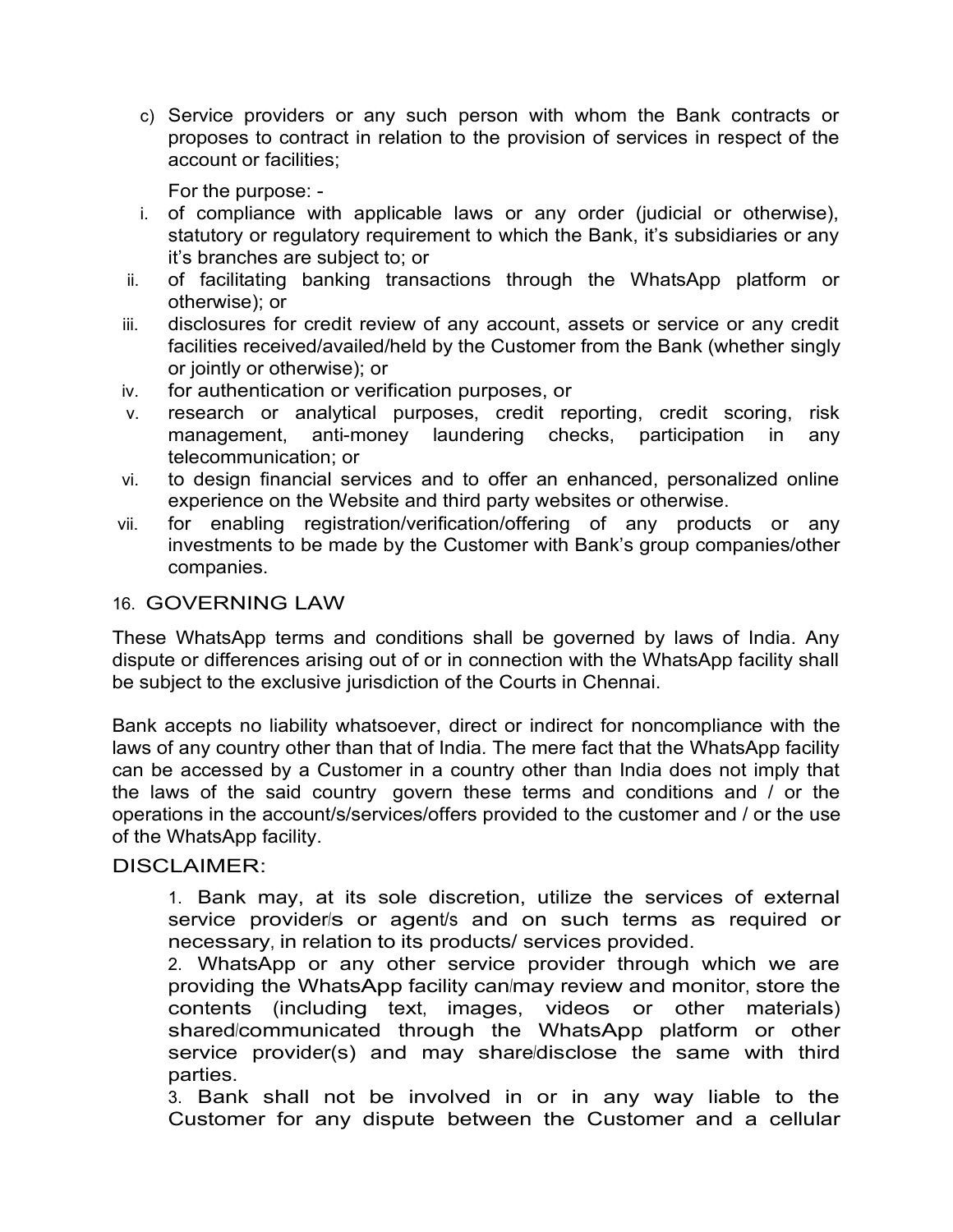c) Service providers or any such person with whom the Bank contracts or proposes to contract in relation to the provision of services in respect of the account or facilities;

For the purpose: -

i. of compliance with applicable laws or any order (judicial or otherwise), statutory or regulatory requirement to which the Bank, it's subsidiaries or any it's branches are subject to; or
ii. of facilitating banking transactions through the WhatsApp platform or otherwise); or
iii. disclosures for credit review of any account, assets or service or any credit facilities received/availed/held by the Customer from the Bank (whether singly or jointly or otherwise); or
iv. for authentication or verification purposes, or
v. research or analytical purposes, credit reporting, credit scoring, risk management, anti-money laundering checks, participation in any telecommunication; or
vi. to design financial services and to offer an enhanced, personalized online experience on the Website and third party websites or otherwise.
vii. for enabling registration/verification/offering of any products or any investments to be made by the Customer with Bank's group companies/other companies.

## 16. GOVERNING LAW

These WhatsApp terms and conditions shall be governed by laws of India. Any dispute or differences arising out of or in connection with the WhatsApp facility shall be subject to the exclusive jurisdiction of the Courts in Chennai.

Bank accepts no liability whatsoever, direct or indirect for noncompliance with the laws of any country other than that of India. The mere fact that the WhatsApp facility can be accessed by a Customer in a country other than India does not imply that the laws of the said country govern these terms and conditions and / or the operations in the account/s/services/offers provided to the customer and / or the use of the WhatsApp facility.

## DISCLAIMER:

1. Bank may, at its sole discretion, utilize the services of external service provider/s or agent/s and on such terms as required or necessary, in relation to its products/ services provided.
2. WhatsApp or any other service provider through which we are providing the WhatsApp facility can/may review and monitor, store the contents (including text, images, videos or other materials) shared/communicated through the WhatsApp platform or other service provider(s) and may share/disclose the same with third parties.
3. Bank shall not be involved in or in any way liable to the Customer for any dispute between the Customer and a cellular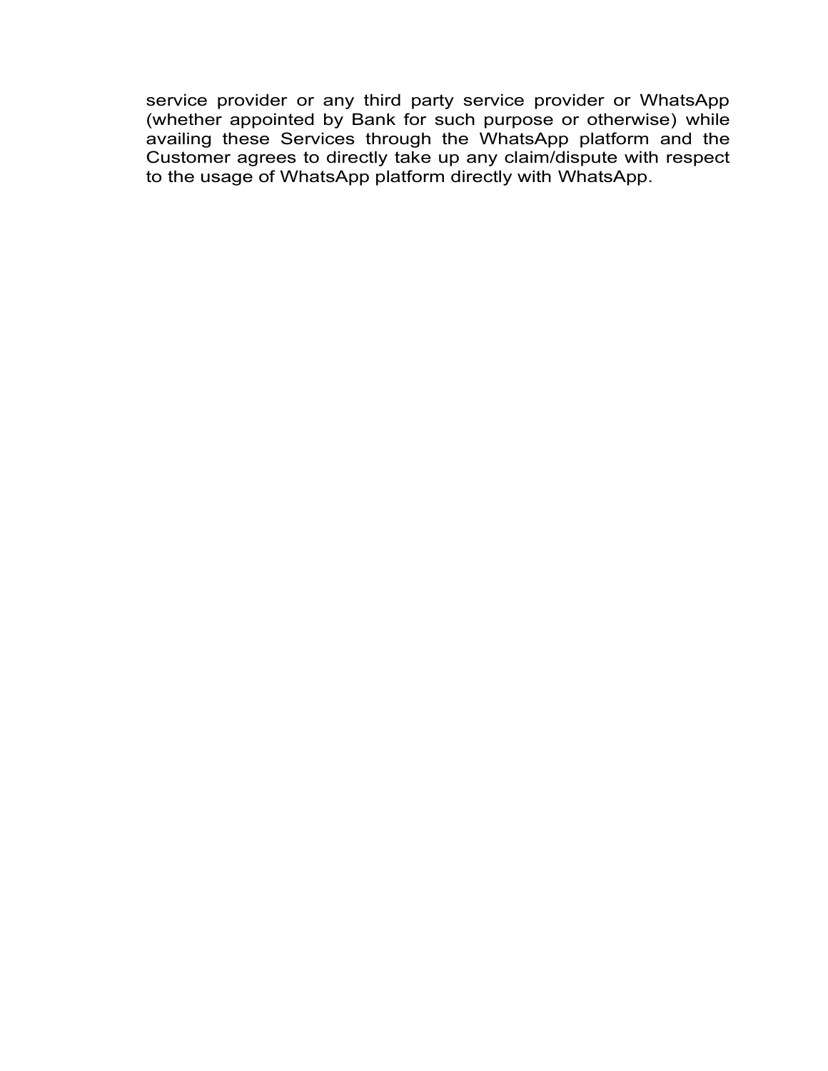service provider or any third party service provider or WhatsApp (whether appointed by Bank for such purpose or otherwise) while availing these Services through the WhatsApp platform and the Customer agrees to directly take up any claim/dispute with respect to the usage of WhatsApp platform directly with WhatsApp.